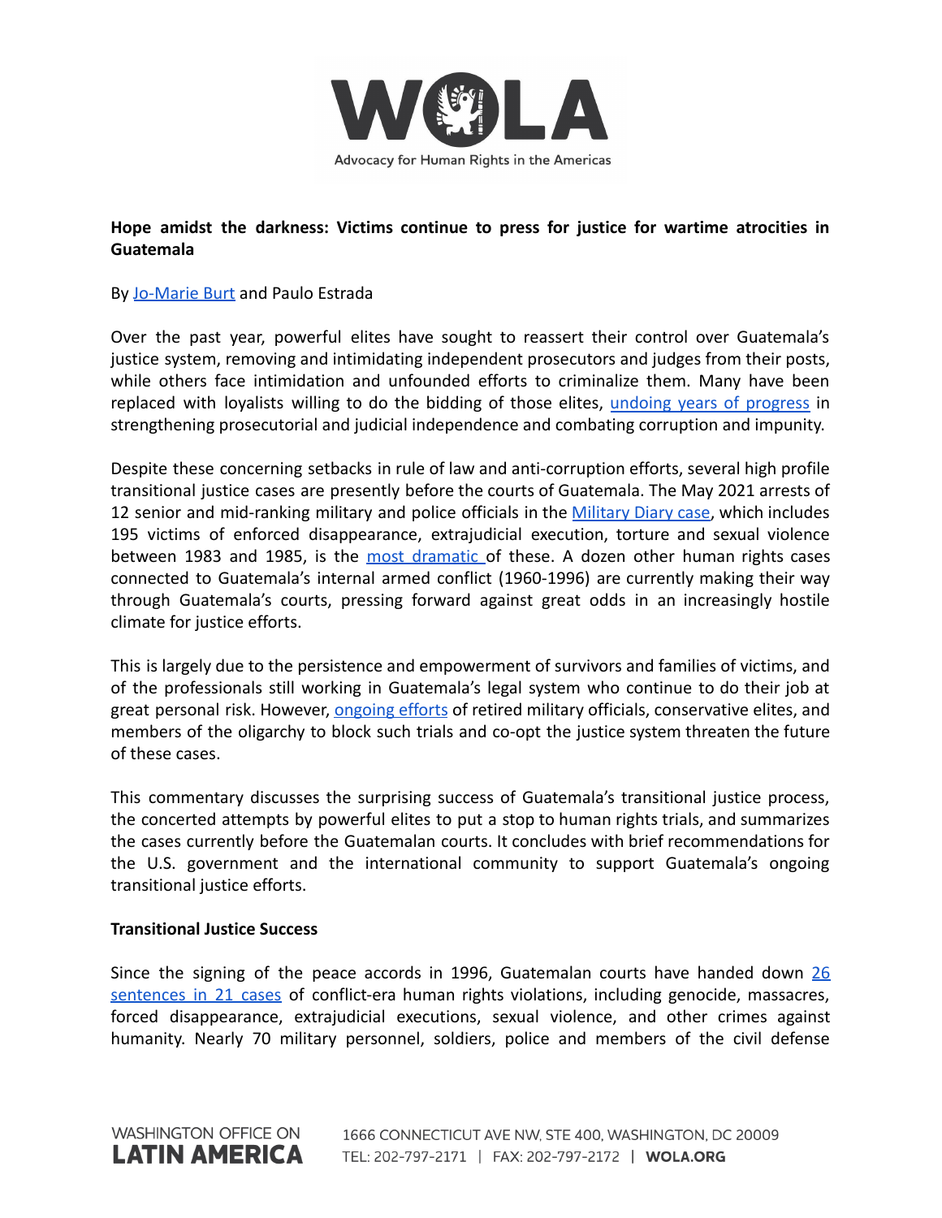**Hope amidst the darkness: Victims continue to press for justice for wartime atrocities in Guatemala**

By Jo-Marie Burt and Paulo Estrada

Over the past year, powerful elites have sought to reassert their control over Guatemala's justice system, removing and intimidating independent prosecutors and judges from their posts, while others face intimidation and unfounded efforts to criminalize them. Many have been replaced with loyalists willing to do the bidding of those elites, undoing years of progress in strengthening prosecutorial and judicial independence and combating corruption and impunity.

Despite these concerning setbacks in rule of law and anti-corruption efforts, several high profile transitional justice cases are presently before the courts of Guatemala. The May 2021 arrests of 12 senior and mid-ranking military and police officials in the Military Diary case, which includes 195 victims of enforced disappearance, extrajudicial execution, torture and sexual violence between 1983 and 1985, is the most dramatic of these. A dozen other human rights cases connected to Guatemala's internal armed conflict (1960-1996) are currently making their way through Guatemala's courts, pressing forward against great odds in an increasingly hostile climate for justice efforts.

This is largely due to the persistence and empowerment of survivors and families of victims, and of the professionals still working in Guatemala's legal system who continue to do their job at great personal risk. However, ongoing efforts of retired military officials, conservative elites, and members of the oligarchy to block such trials and co-opt the justice system threaten the future of these cases.

This commentary discusses the surprising success of Guatemala's transitional justice process, the concerted attempts by powerful elites to put a stop to human rights trials, and summarizes the cases currently before the Guatemalan courts. It concludes with brief recommendations for the U.S. government and the international community to support Guatemala's ongoing transitional justice efforts.

**Transitional Justice Success**

Since the signing of the peace accords in 1996, Guatemalan courts have handed down 26 sentences in 21 cases of conflict-era human rights violations, including genocide, massacres, forced disappearance, extrajudicial executions, sexual violence, and other crimes against humanity. Nearly 70 military personnel, soldiers, police and members of the civil defense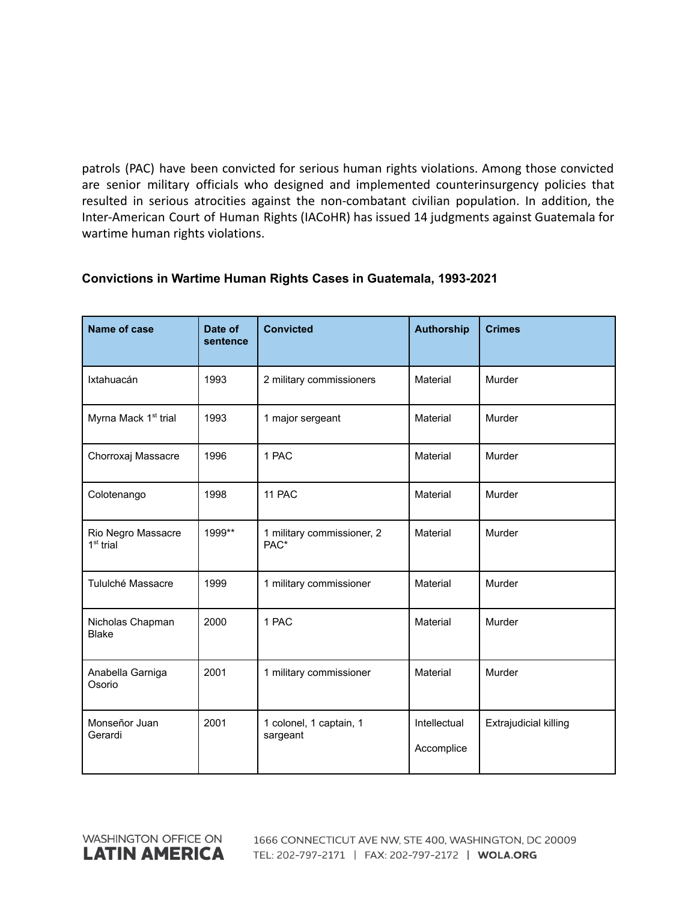patrols (PAC) have been convicted for serious human rights violations. Among those convicted are senior military officials who designed and implemented counterinsurgency policies that resulted in serious atrocities against the non-combatant civilian population. In addition, the Inter-American Court of Human Rights (IACoHR) has issued 14 judgments against Guatemala for wartime human rights violations.

**Convictions in Wartime Human Rights Cases in Guatemala, 1993-2021**

| Name of case | Date of sentence | Convicted | Authorship | Crimes |
|---|---|---|---|---|
| Ixtahuacán | 1993 | 2 military commissioners | Material | Murder |
| Myrna Mack 1st trial | 1993 | 1 major sergeant | Material | Murder |
| Chorroxaj Massacre | 1996 | 1 PAC | Material | Murder |
| Colotenango | 1998 | 11 PAC | Material | Murder |
| Rio Negro Massacre 1st trial | 1999** | 1 military commissioner, 2 PAC* | Material | Murder |
| Tululché Massacre | 1999 | 1 military commissioner | Material | Murder |
| Nicholas Chapman Blake | 2000 | 1 PAC | Material | Murder |
| Anabella Garniga Osorio | 2001 | 1 military commissioner | Material | Murder |
| Monseñor Juan Gerardi | 2001 | 1 colonel, 1 captain, 1 sergeant | Intellectual<br>Accomplice | Extrajudicial killing |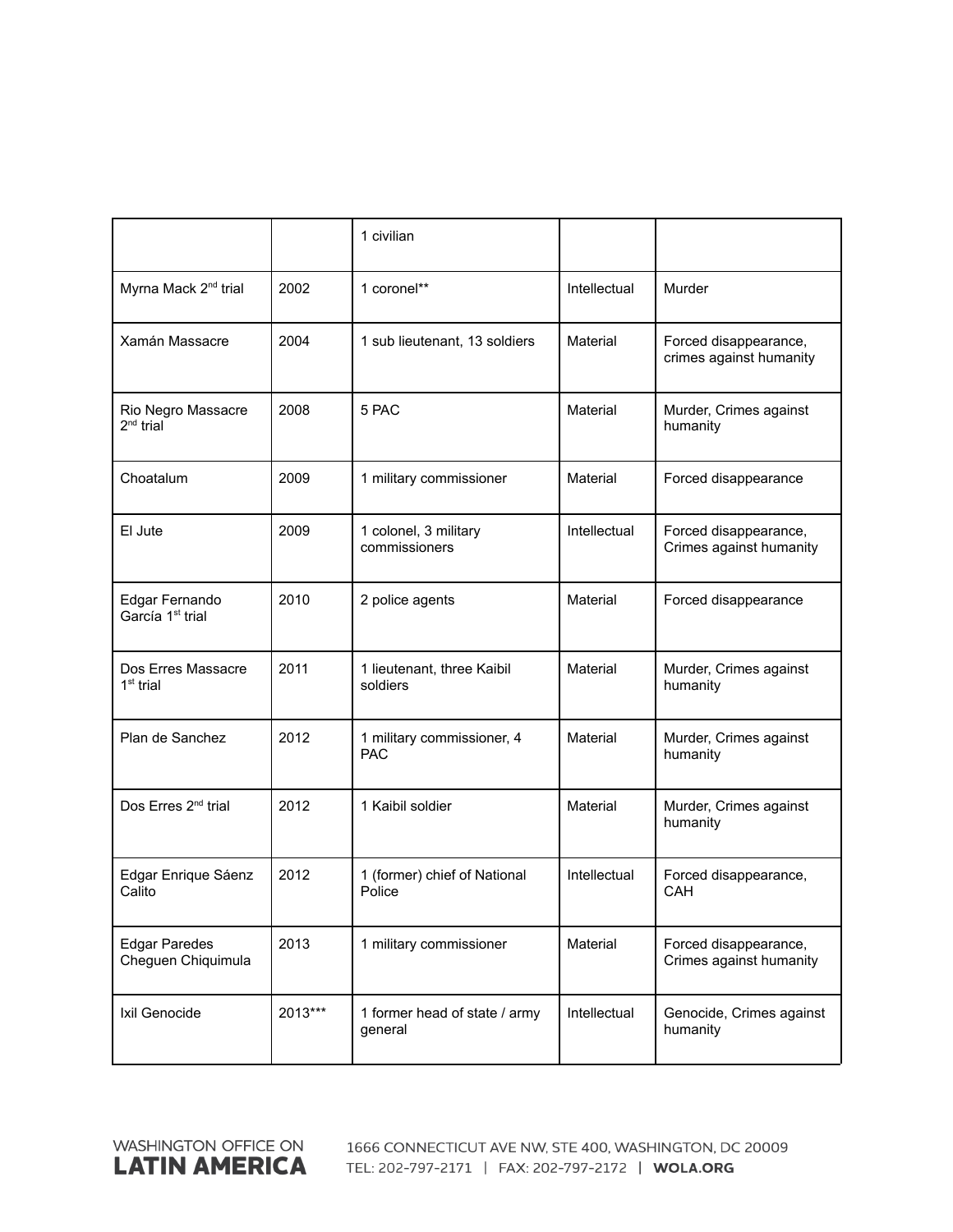| | | 1 civilian | | |
|---|---|---|---|---|
| Myrna Mack 2nd trial | 2002 | 1 coronel** | Intellectual | Murder |
| Xamán Massacre | 2004 | 1 sub lieutenant, 13 soldiers | Material | Forced disappearance, crimes against humanity |
| Rio Negro Massacre 2nd trial | 2008 | 5 PAC | Material | Murder, Crimes against humanity |
| Choatalum | 2009 | 1 military commissioner | Material | Forced disappearance |
| El Jute | 2009 | 1 colonel, 3 military commissioners | Intellectual | Forced disappearance, Crimes against humanity |
| Edgar Fernando García 1st trial | 2010 | 2 police agents | Material | Forced disappearance |
| Dos Erres Massacre 1st trial | 2011 | 1 lieutenant, three Kaibil soldiers | Material | Murder, Crimes against humanity |
| Plan de Sanchez | 2012 | 1 military commissioner, 4 PAC | Material | Murder, Crimes against humanity |
| Dos Erres 2nd trial | 2012 | 1 Kaibil soldier | Material | Murder, Crimes against humanity |
| Edgar Enrique Sáenz Calito | 2012 | 1 (former) chief of National Police | Intellectual | Forced disappearance, CAH |
| Edgar Paredes Cheguen Chiquimula | 2013 | 1 military commissioner | Material | Forced disappearance, Crimes against humanity |
| Ixil Genocide | 2013*** | 1 former head of state / army general | Intellectual | Genocide, Crimes against humanity |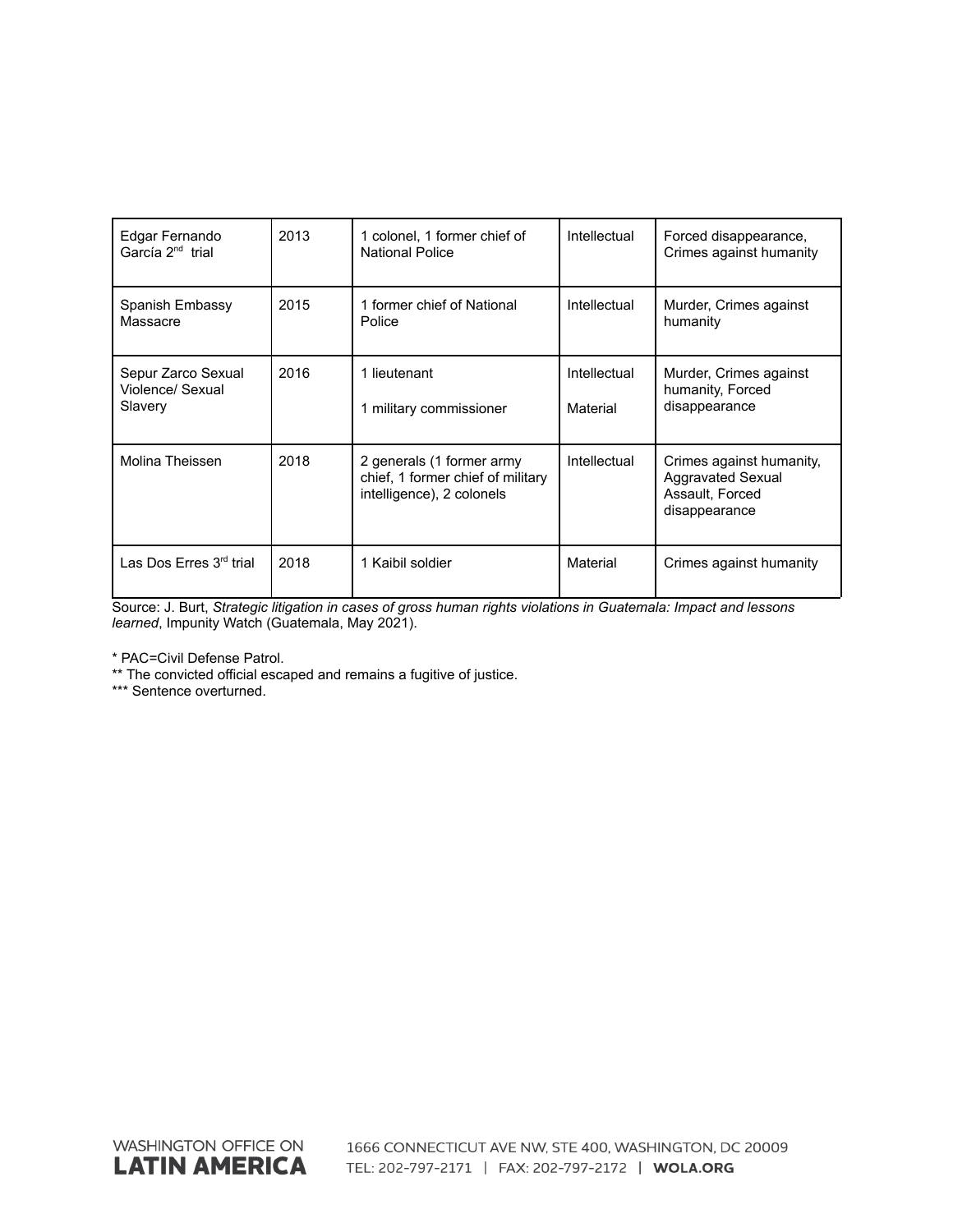| Edgar Fernando García 2nd trial | 2013 | 1 colonel, 1 former chief of National Police | Intellectual | Forced disappearance, Crimes against humanity |
|---|---|---|---|---|
| Spanish Embassy Massacre | 2015 | 1 former chief of National Police | Intellectual | Murder, Crimes against humanity |
| Sepur Zarco Sexual Violence/ Sexual Slavery | 2016 | 1 lieutenant<br><br>1 military commissioner | Intellectual<br><br>Material | Murder, Crimes against humanity, Forced disappearance |
| Molina Theissen | 2018 | 2 generals (1 former army chief, 1 former chief of military intelligence), 2 colonels | Intellectual | Crimes against humanity, Aggravated Sexual Assault, Forced disappearance |
| Las Dos Erres 3rd trial | 2018 | 1 Kaibil soldier | Material | Crimes against humanity |

Source: J. Burt, *Strategic litigation in cases of gross human rights violations in Guatemala: Impact and lessons learned*, Impunity Watch (Guatemala, May 2021).

* PAC=Civil Defense Patrol.
** The convicted official escaped and remains a fugitive of justice.
*** Sentence overturned.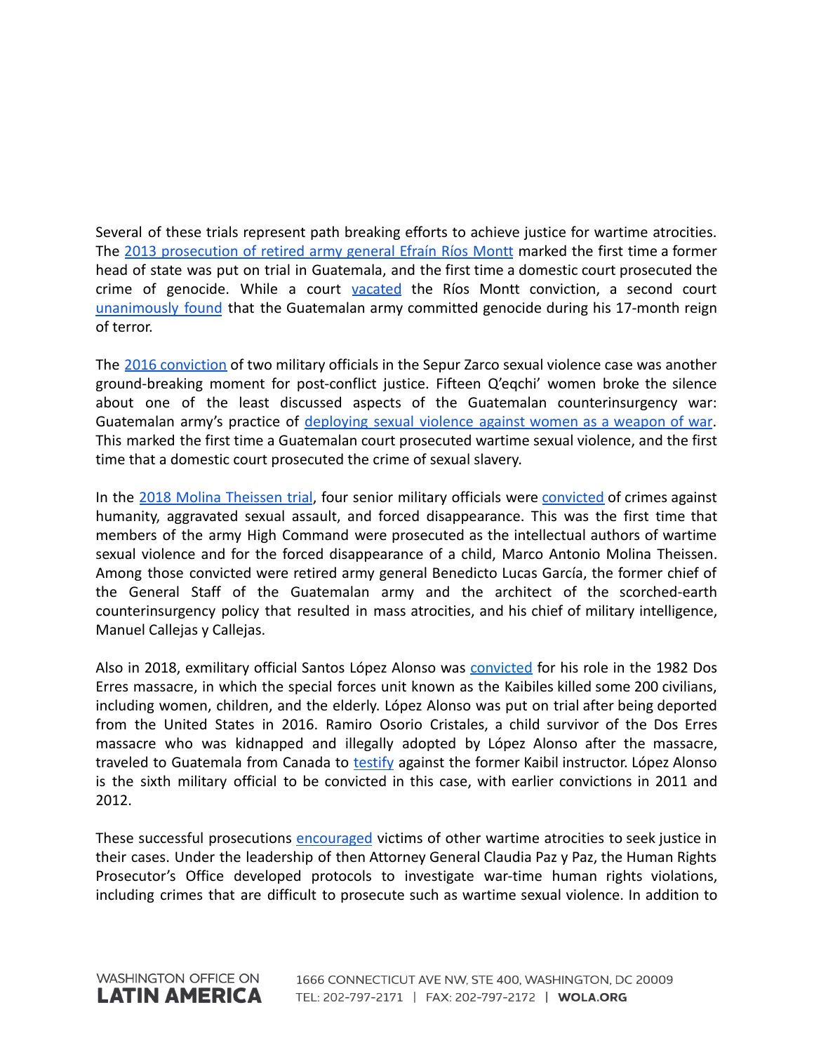Several of these trials represent path breaking efforts to achieve justice for wartime atrocities. The 2013 prosecution of retired army general Efraín Ríos Montt marked the first time a former head of state was put on trial in Guatemala, and the first time a domestic court prosecuted the crime of genocide. While a court vacated the Ríos Montt conviction, a second court unanimously found that the Guatemalan army committed genocide during his 17-month reign of terror.

The 2016 conviction of two military officials in the Sepur Zarco sexual violence case was another ground-breaking moment for post-conflict justice. Fifteen Q'eqchi' women broke the silence about one of the least discussed aspects of the Guatemalan counterinsurgency war: Guatemalan army's practice of deploying sexual violence against women as a weapon of war. This marked the first time a Guatemalan court prosecuted wartime sexual violence, and the first time that a domestic court prosecuted the crime of sexual slavery.

In the 2018 Molina Theissen trial, four senior military officials were convicted of crimes against humanity, aggravated sexual assault, and forced disappearance. This was the first time that members of the army High Command were prosecuted as the intellectual authors of wartime sexual violence and for the forced disappearance of a child, Marco Antonio Molina Theissen. Among those convicted were retired army general Benedicto Lucas García, the former chief of the General Staff of the Guatemalan army and the architect of the scorched-earth counterinsurgency policy that resulted in mass atrocities, and his chief of military intelligence, Manuel Callejas y Callejas.

Also in 2018, exmilitary official Santos López Alonso was convicted for his role in the 1982 Dos Erres massacre, in which the special forces unit known as the Kaibiles killed some 200 civilians, including women, children, and the elderly. López Alonso was put on trial after being deported from the United States in 2016. Ramiro Osorio Cristales, a child survivor of the Dos Erres massacre who was kidnapped and illegally adopted by López Alonso after the massacre, traveled to Guatemala from Canada to testify against the former Kaibil instructor. López Alonso is the sixth military official to be convicted in this case, with earlier convictions in 2011 and 2012.

These successful prosecutions encouraged victims of other wartime atrocities to seek justice in their cases. Under the leadership of then Attorney General Claudia Paz y Paz, the Human Rights Prosecutor's Office developed protocols to investigate war-time human rights violations, including crimes that are difficult to prosecute such as wartime sexual violence. In addition to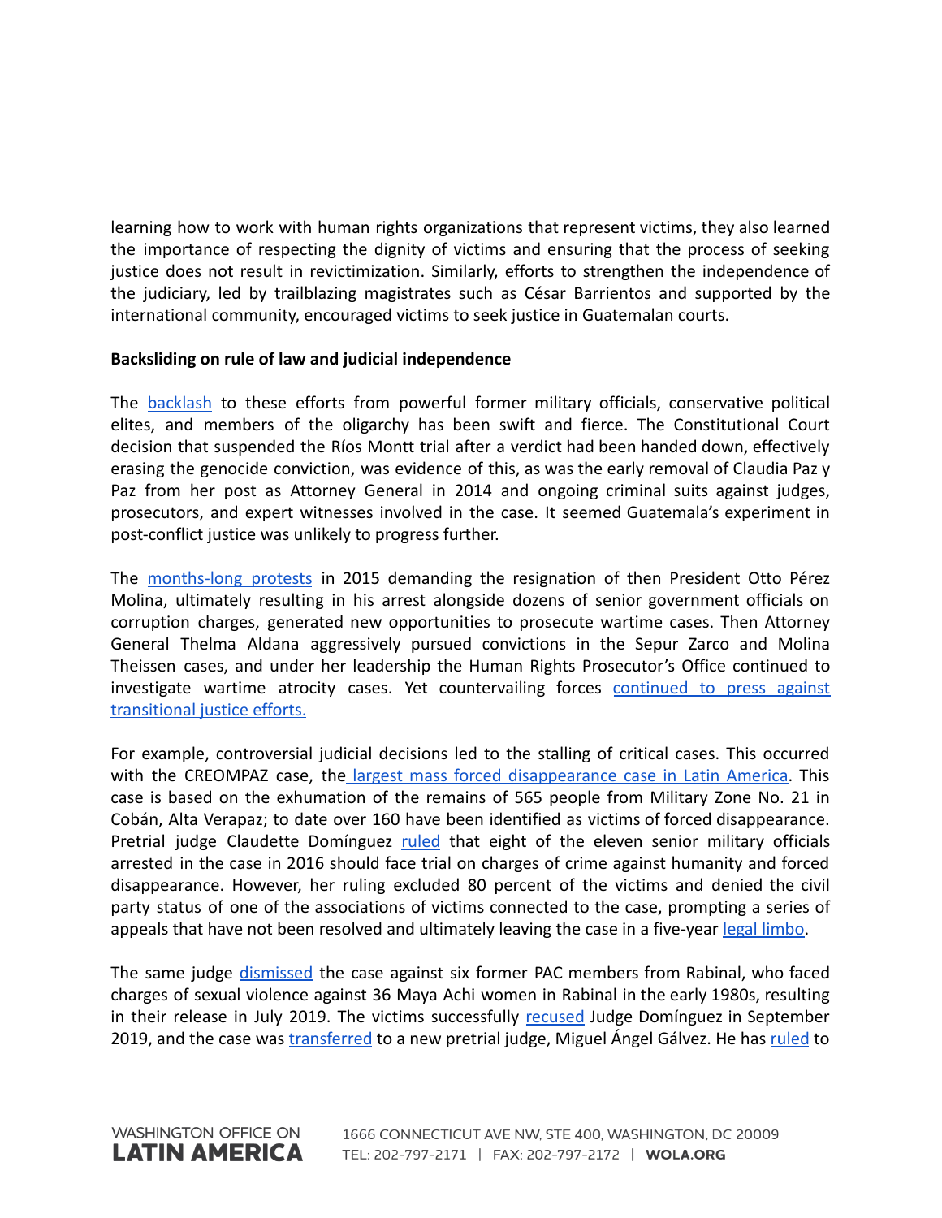learning how to work with human rights organizations that represent victims, they also learned the importance of respecting the dignity of victims and ensuring that the process of seeking justice does not result in revictimization. Similarly, efforts to strengthen the independence of the judiciary, led by trailblazing magistrates such as César Barrientos and supported by the international community, encouraged victims to seek justice in Guatemalan courts.

**Backsliding on rule of law and judicial independence**

The backlash to these efforts from powerful former military officials, conservative political elites, and members of the oligarchy has been swift and fierce. The Constitutional Court decision that suspended the Ríos Montt trial after a verdict had been handed down, effectively erasing the genocide conviction, was evidence of this, as was the early removal of Claudia Paz y Paz from her post as Attorney General in 2014 and ongoing criminal suits against judges, prosecutors, and expert witnesses involved in the case. It seemed Guatemala's experiment in post-conflict justice was unlikely to progress further.

The months-long protests in 2015 demanding the resignation of then President Otto Pérez Molina, ultimately resulting in his arrest alongside dozens of senior government officials on corruption charges, generated new opportunities to prosecute wartime cases. Then Attorney General Thelma Aldana aggressively pursued convictions in the Sepur Zarco and Molina Theissen cases, and under her leadership the Human Rights Prosecutor's Office continued to investigate wartime atrocity cases. Yet countervailing forces continued to press against transitional justice efforts.

For example, controversial judicial decisions led to the stalling of critical cases. This occurred with the CREOMPAZ case, the largest mass forced disappearance case in Latin America. This case is based on the exhumation of the remains of 565 people from Military Zone No. 21 in Cobán, Alta Verapaz; to date over 160 have been identified as victims of forced disappearance. Pretrial judge Claudette Domínguez ruled that eight of the eleven senior military officials arrested in the case in 2016 should face trial on charges of crime against humanity and forced disappearance. However, her ruling excluded 80 percent of the victims and denied the civil party status of one of the associations of victims connected to the case, prompting a series of appeals that have not been resolved and ultimately leaving the case in a five-year legal limbo.

The same judge dismissed the case against six former PAC members from Rabinal, who faced charges of sexual violence against 36 Maya Achi women in Rabinal in the early 1980s, resulting in their release in July 2019. The victims successfully recused Judge Domínguez in September 2019, and the case was transferred to a new pretrial judge, Miguel Ángel Gálvez. He has ruled to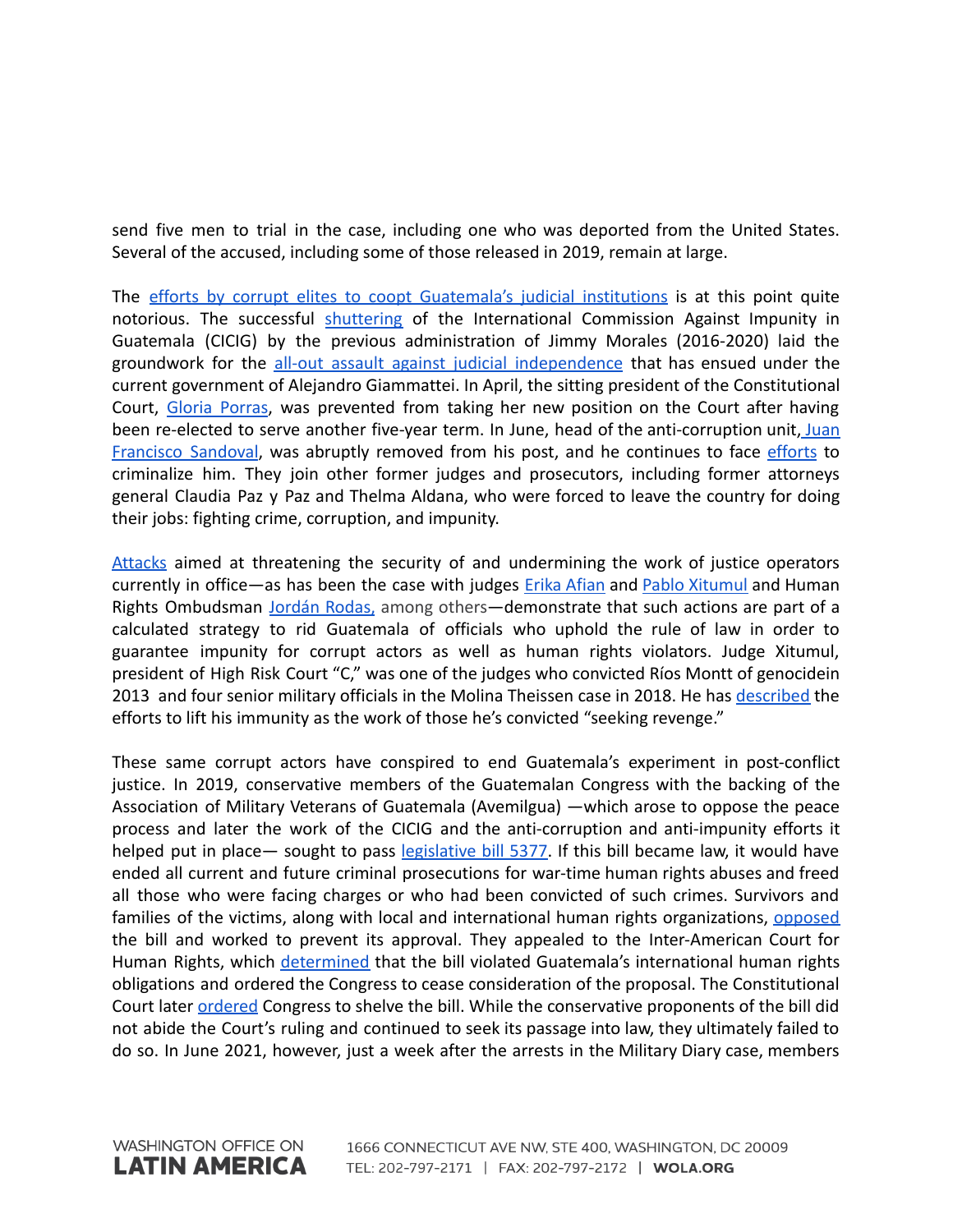send five men to trial in the case, including one who was deported from the United States. Several of the accused, including some of those released in 2019, remain at large.

The efforts by corrupt elites to coopt Guatemala's judicial institutions is at this point quite notorious. The successful shuttering of the International Commission Against Impunity in Guatemala (CICIG) by the previous administration of Jimmy Morales (2016-2020) laid the groundwork for the all-out assault against judicial independence that has ensued under the current government of Alejandro Giammattei. In April, the sitting president of the Constitutional Court, Gloria Porras, was prevented from taking her new position on the Court after having been re-elected to serve another five-year term. In June, head of the anti-corruption unit, Juan Francisco Sandoval, was abruptly removed from his post, and he continues to face efforts to criminalize him. They join other former judges and prosecutors, including former attorneys general Claudia Paz y Paz and Thelma Aldana, who were forced to leave the country for doing their jobs: fighting crime, corruption, and impunity.

Attacks aimed at threatening the security of and undermining the work of justice operators currently in office—as has been the case with judges Erika Afian and Pablo Xitumul and Human Rights Ombudsman Jordán Rodas, among others—demonstrate that such actions are part of a calculated strategy to rid Guatemala of officials who uphold the rule of law in order to guarantee impunity for corrupt actors as well as human rights violators. Judge Xitumul, president of High Risk Court "C," was one of the judges who convicted Ríos Montt of genocidein 2013 and four senior military officials in the Molina Theissen case in 2018. He has described the efforts to lift his immunity as the work of those he's convicted "seeking revenge."

These same corrupt actors have conspired to end Guatemala's experiment in post-conflict justice. In 2019, conservative members of the Guatemalan Congress with the backing of the Association of Military Veterans of Guatemala (Avemilgua) —which arose to oppose the peace process and later the work of the CICIG and the anti-corruption and anti-impunity efforts it helped put in place— sought to pass legislative bill 5377. If this bill became law, it would have ended all current and future criminal prosecutions for war-time human rights abuses and freed all those who were facing charges or who had been convicted of such crimes. Survivors and families of the victims, along with local and international human rights organizations, opposed the bill and worked to prevent its approval. They appealed to the Inter-American Court for Human Rights, which determined that the bill violated Guatemala's international human rights obligations and ordered the Congress to cease consideration of the proposal. The Constitutional Court later ordered Congress to shelve the bill. While the conservative proponents of the bill did not abide the Court's ruling and continued to seek its passage into law, they ultimately failed to do so. In June 2021, however, just a week after the arrests in the Military Diary case, members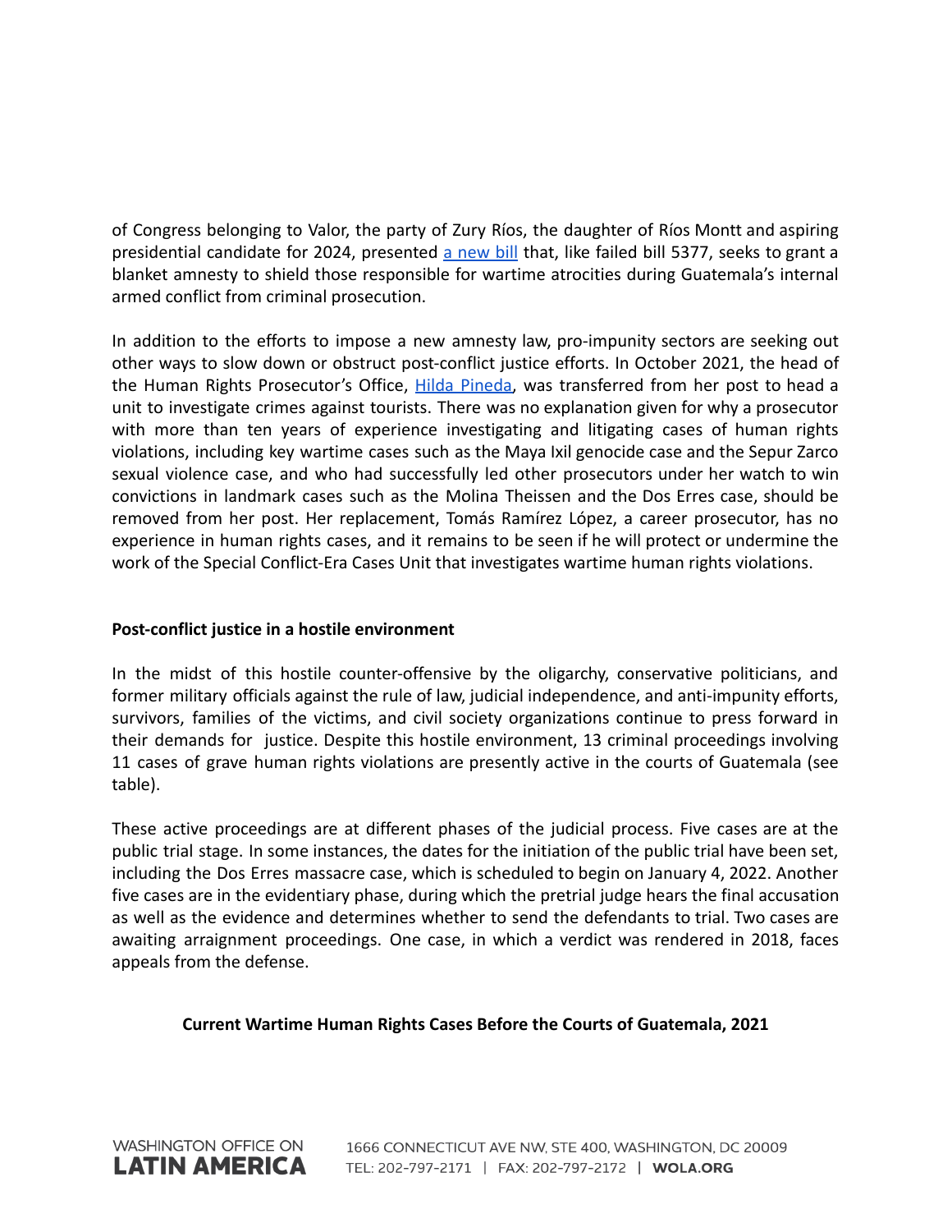of Congress belonging to Valor, the party of Zury Ríos, the daughter of Ríos Montt and aspiring presidential candidate for 2024, presented [a new bill](#) that, like failed bill 5377, seeks to grant a blanket amnesty to shield those responsible for wartime atrocities during Guatemala's internal armed conflict from criminal prosecution.

In addition to the efforts to impose a new amnesty law, pro-impunity sectors are seeking out other ways to slow down or obstruct post-conflict justice efforts. In October 2021, the head of the Human Rights Prosecutor's Office, [Hilda Pineda](#), was transferred from her post to head a unit to investigate crimes against tourists. There was no explanation given for why a prosecutor with more than ten years of experience investigating and litigating cases of human rights violations, including key wartime cases such as the Maya Ixil genocide case and the Sepur Zarco sexual violence case, and who had successfully led other prosecutors under her watch to win convictions in landmark cases such as the Molina Theissen and the Dos Erres case, should be removed from her post. Her replacement, Tomás Ramírez López, a career prosecutor, has no experience in human rights cases, and it remains to be seen if he will protect or undermine the work of the Special Conflict-Era Cases Unit that investigates wartime human rights violations.

**Post-conflict justice in a hostile environment**

In the midst of this hostile counter-offensive by the oligarchy, conservative politicians, and former military officials against the rule of law, judicial independence, and anti-impunity efforts, survivors, families of the victims, and civil society organizations continue to press forward in their demands for justice. Despite this hostile environment, 13 criminal proceedings involving 11 cases of grave human rights violations are presently active in the courts of Guatemala (see table).

These active proceedings are at different phases of the judicial process. Five cases are at the public trial stage. In some instances, the dates for the initiation of the public trial have been set, including the Dos Erres massacre case, which is scheduled to begin on January 4, 2022. Another five cases are in the evidentiary phase, during which the pretrial judge hears the final accusation as well as the evidence and determines whether to send the defendants to trial. Two cases are awaiting arraignment proceedings. One case, in which a verdict was rendered in 2018, faces appeals from the defense.

**Current Wartime Human Rights Cases Before the Courts of Guatemala, 2021**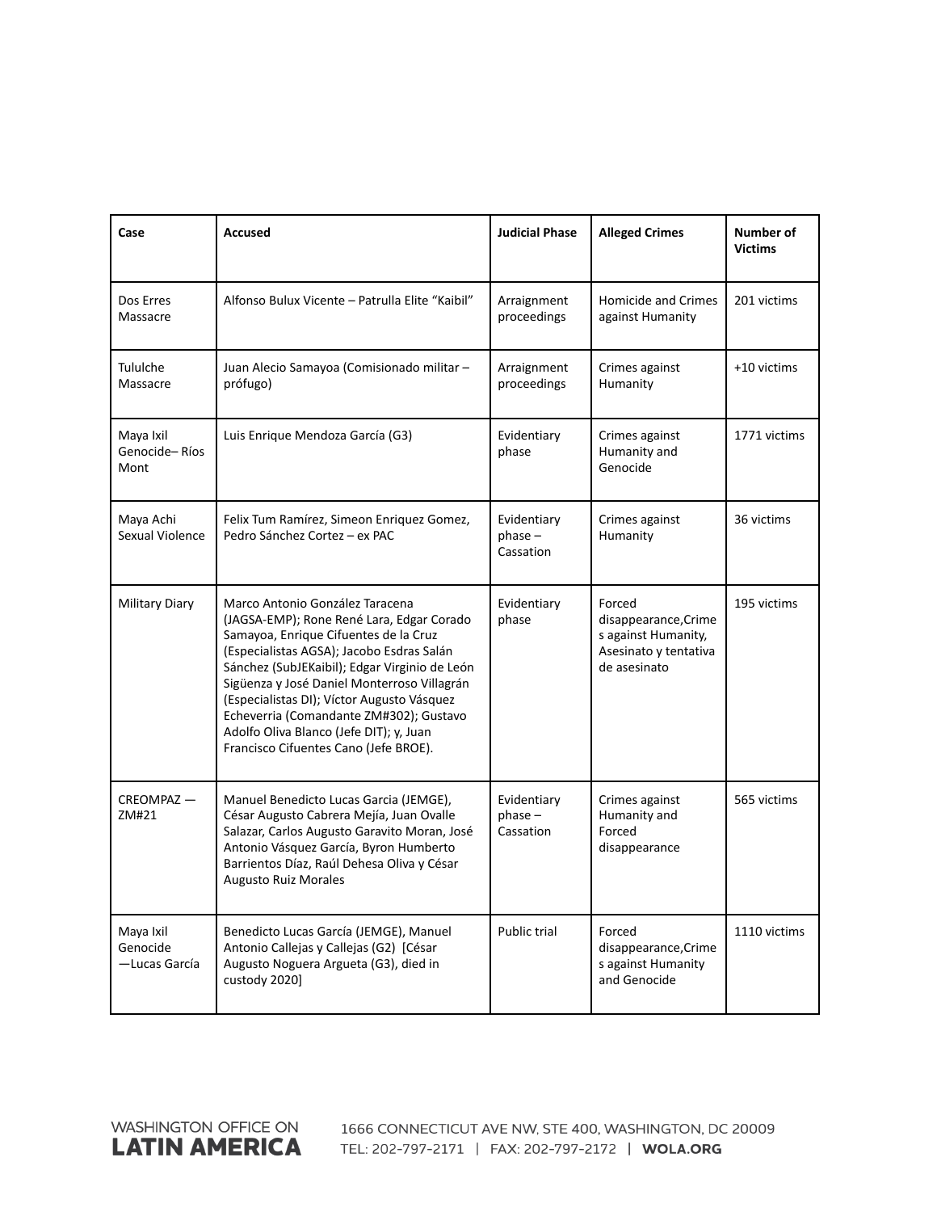| Case | Accused | Judicial Phase | Alleged Crimes | Number of Victims |
|---|---|---|---|---|
| Dos Erres Massacre | Alfonso Bulux Vicente – Patrulla Elite "Kaibil" | Arraignment proceedings | Homicide and Crimes against Humanity | 201 victims |
| Tululche Massacre | Juan Alecio Samayoa (Comisionado militar – prófugo) | Arraignment proceedings | Crimes against Humanity | +10 victims |
| Maya Ixil Genocide– Ríos Mont | Luis Enrique Mendoza García (G3) | Evidentiary phase | Crimes against Humanity and Genocide | 1771 victims |
| Maya Achi Sexual Violence | Felix Tum Ramírez, Simeon Enriquez Gomez, Pedro Sánchez Cortez – ex PAC | Evidentiary phase – Cassation | Crimes against Humanity | 36 victims |
| Military Diary | Marco Antonio González Taracena (JAGSA-EMP); Rone René Lara, Edgar Corado Samayoa, Enrique Cifuentes de la Cruz (Especialistas AGSA); Jacobo Esdras Salán Sánchez (SubJEKaibil); Edgar Virginio de León Sigüenza y José Daniel Monterroso Villagrán (Especialistas DI); Víctor Augusto Vásquez Echeverria (Comandante ZM#302); Gustavo Adolfo Oliva Blanco (Jefe DIT); y, Juan Francisco Cifuentes Cano (Jefe BROE). | Evidentiary phase | Forced disappearance,Crimes against Humanity, Asesinato y tentativa de asesinato | 195 victims |
| CREOMPAZ — ZM#21 | Manuel Benedicto Lucas Garcia (JEMGE), César Augusto Cabrera Mejía, Juan Ovalle Salazar, Carlos Augusto Garavito Moran, José Antonio Vásquez García, Byron Humberto Barrientos Díaz, Raúl Dehesa Oliva y César Augusto Ruiz Morales | Evidentiary phase – Cassation | Crimes against Humanity and Forced disappearance | 565 victims |
| Maya Ixil Genocide —Lucas García | Benedicto Lucas García (JEMGE), Manuel Antonio Callejas y Callejas (G2) [César Augusto Noguera Argueta (G3), died in custody 2020] | Public trial | Forced disappearance,Crimes against Humanity and Genocide | 1110 victims |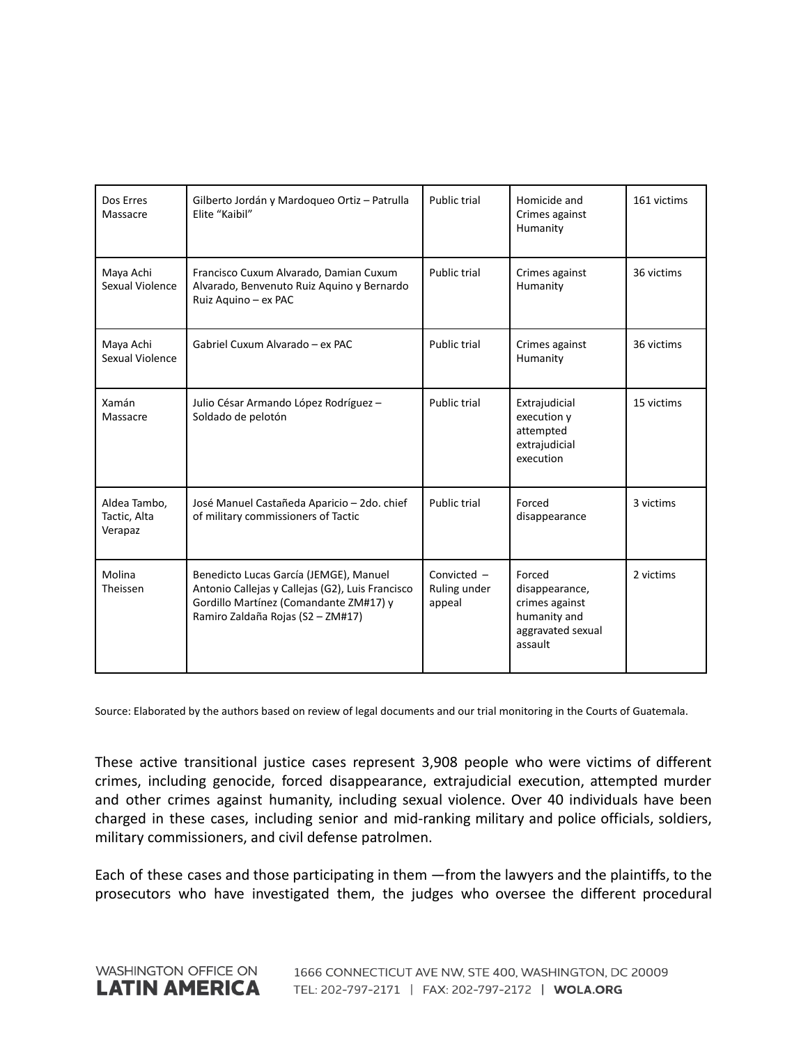| | | | | |
|---|---|---|---|---|
| Dos Erres Massacre | Gilberto Jordán y Mardoqueo Ortiz – Patrulla Elite "Kaibil" | Public trial | Homicide and Crimes against Humanity | 161 victims |
| Maya Achi Sexual Violence | Francisco Cuxum Alvarado, Damian Cuxum Alvarado, Benvenuto Ruiz Aquino y Bernardo Ruiz Aquino – ex PAC | Public trial | Crimes against Humanity | 36 victims |
| Maya Achi Sexual Violence | Gabriel Cuxum Alvarado – ex PAC | Public trial | Crimes against Humanity | 36 victims |
| Xamán Massacre | Julio César Armando López Rodríguez – Soldado de pelotón | Public trial | Extrajudicial execution y attempted extrajudicial execution | 15 victims |
| Aldea Tambo, Tactic, Alta Verapaz | José Manuel Castañeda Aparicio – 2do. chief of military commissioners of Tactic | Public trial | Forced disappearance | 3 victims |
| Molina Theissen | Benedicto Lucas García (JEMGE), Manuel Antonio Callejas y Callejas (G2), Luis Francisco Gordillo Martínez (Comandante ZM#17) y Ramiro Zaldaña Rojas (S2 – ZM#17) | Convicted – Ruling under appeal | Forced disappearance, crimes against humanity and aggravated sexual assault | 2 victims |

Source: Elaborated by the authors based on review of legal documents and our trial monitoring in the Courts of Guatemala.

These active transitional justice cases represent 3,908 people who were victims of different crimes, including genocide, forced disappearance, extrajudicial execution, attempted murder and other crimes against humanity, including sexual violence. Over 40 individuals have been charged in these cases, including senior and mid-ranking military and police officials, soldiers, military commissioners, and civil defense patrolmen.

Each of these cases and those participating in them —from the lawyers and the plaintiffs, to the prosecutors who have investigated them, the judges who oversee the different procedural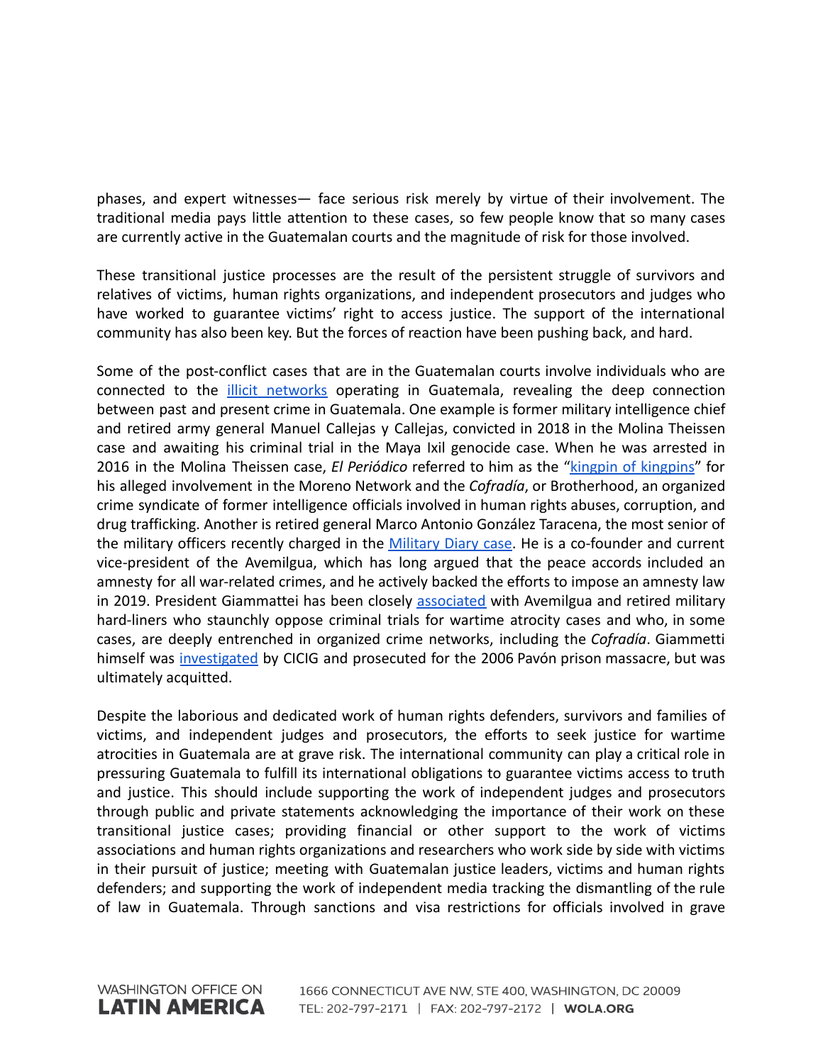phases, and expert witnesses— face serious risk merely by virtue of their involvement. The traditional media pays little attention to these cases, so few people know that so many cases are currently active in the Guatemalan courts and the magnitude of risk for those involved.

These transitional justice processes are the result of the persistent struggle of survivors and relatives of victims, human rights organizations, and independent prosecutors and judges who have worked to guarantee victims' right to access justice. The support of the international community has also been key. But the forces of reaction have been pushing back, and hard.

Some of the post-conflict cases that are in the Guatemalan courts involve individuals who are connected to the illicit networks operating in Guatemala, revealing the deep connection between past and present crime in Guatemala. One example is former military intelligence chief and retired army general Manuel Callejas y Callejas, convicted in 2018 in the Molina Theissen case and awaiting his criminal trial in the Maya Ixil genocide case. When he was arrested in 2016 in the Molina Theissen case, *El Periódico* referred to him as the "kingpin of kingpins" for his alleged involvement in the Moreno Network and the *Cofradía*, or Brotherhood, an organized crime syndicate of former intelligence officials involved in human rights abuses, corruption, and drug trafficking. Another is retired general Marco Antonio González Taracena, the most senior of the military officers recently charged in the Military Diary case. He is a co-founder and current vice-president of the Avemilgua, which has long argued that the peace accords included an amnesty for all war-related crimes, and he actively backed the efforts to impose an amnesty law in 2019. President Giammattei has been closely associated with Avemilgua and retired military hard-liners who staunchly oppose criminal trials for wartime atrocity cases and who, in some cases, are deeply entrenched in organized crime networks, including the *Cofradía*. Giammetti himself was investigated by CICIG and prosecuted for the 2006 Pavón prison massacre, but was ultimately acquitted.

Despite the laborious and dedicated work of human rights defenders, survivors and families of victims, and independent judges and prosecutors, the efforts to seek justice for wartime atrocities in Guatemala are at grave risk. The international community can play a critical role in pressuring Guatemala to fulfill its international obligations to guarantee victims access to truth and justice. This should include supporting the work of independent judges and prosecutors through public and private statements acknowledging the importance of their work on these transitional justice cases; providing financial or other support to the work of victims associations and human rights organizations and researchers who work side by side with victims in their pursuit of justice; meeting with Guatemalan justice leaders, victims and human rights defenders; and supporting the work of independent media tracking the dismantling of the rule of law in Guatemala. Through sanctions and visa restrictions for officials involved in grave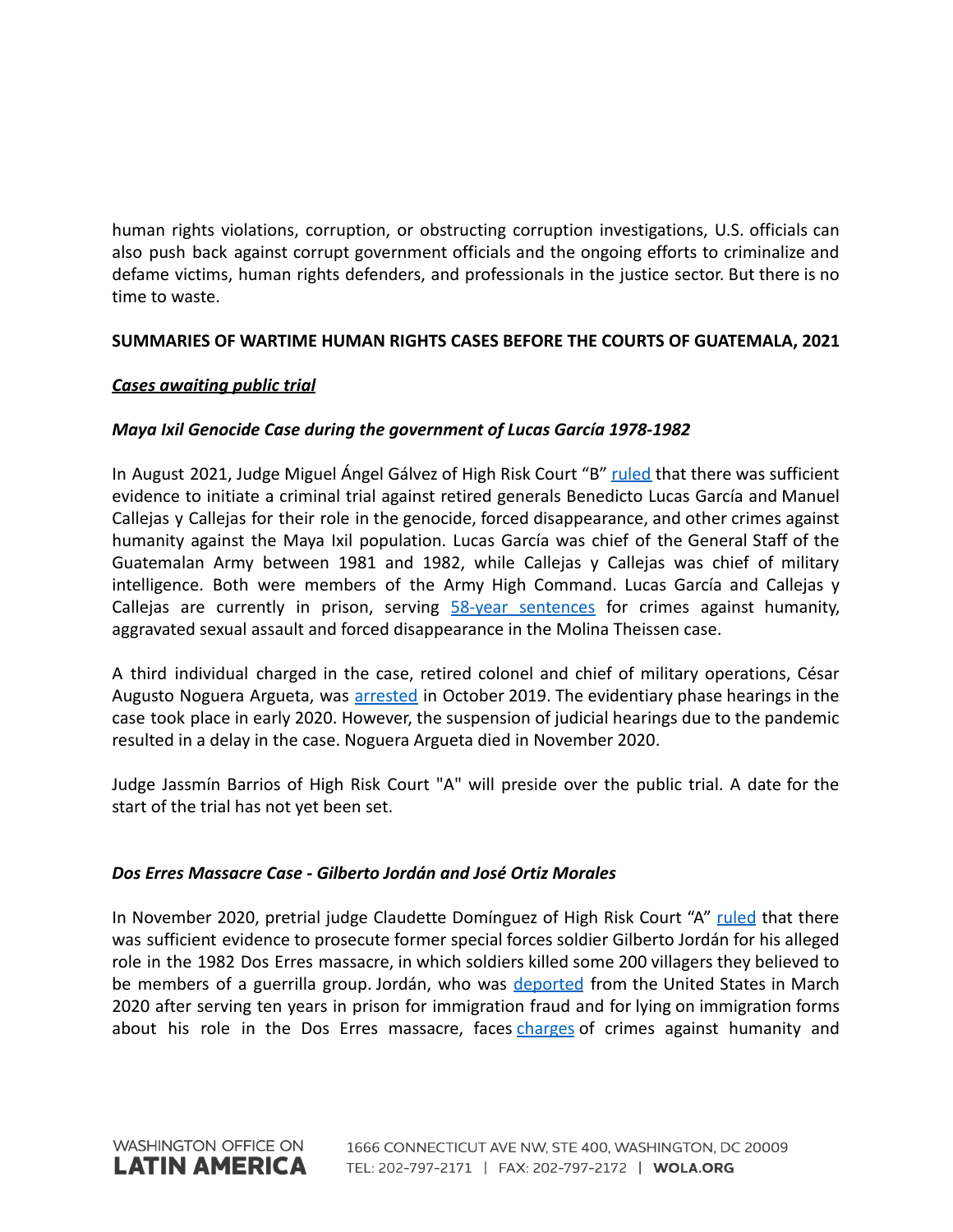human rights violations, corruption, or obstructing corruption investigations, U.S. officials can also push back against corrupt government officials and the ongoing efforts to criminalize and defame victims, human rights defenders, and professionals in the justice sector. But there is no time to waste.

**SUMMARIES OF WARTIME HUMAN RIGHTS CASES BEFORE THE COURTS OF GUATEMALA, 2021**

***Cases awaiting public trial***

***Maya Ixil Genocide Case during the government of Lucas García 1978-1982***

In August 2021, Judge Miguel Ángel Gálvez of High Risk Court "B" ruled that there was sufficient evidence to initiate a criminal trial against retired generals Benedicto Lucas García and Manuel Callejas y Callejas for their role in the genocide, forced disappearance, and other crimes against humanity against the Maya Ixil population. Lucas García was chief of the General Staff of the Guatemalan Army between 1981 and 1982, while Callejas y Callejas was chief of military intelligence. Both were members of the Army High Command. Lucas García and Callejas y Callejas are currently in prison, serving 58-year sentences for crimes against humanity, aggravated sexual assault and forced disappearance in the Molina Theissen case.

A third individual charged in the case, retired colonel and chief of military operations, César Augusto Noguera Argueta, was arrested in October 2019. The evidentiary phase hearings in the case took place in early 2020. However, the suspension of judicial hearings due to the pandemic resulted in a delay in the case. Noguera Argueta died in November 2020.

Judge Jassmín Barrios of High Risk Court "A" will preside over the public trial. A date for the start of the trial has not yet been set.

***Dos Erres Massacre Case - Gilberto Jordán and José Ortiz Morales***

In November 2020, pretrial judge Claudette Domínguez of High Risk Court "A" ruled that there was sufficient evidence to prosecute former special forces soldier Gilberto Jordán for his alleged role in the 1982 Dos Erres massacre, in which soldiers killed some 200 villagers they believed to be members of a guerrilla group. Jordán, who was deported from the United States in March 2020 after serving ten years in prison for immigration fraud and for lying on immigration forms about his role in the Dos Erres massacre, faces charges of crimes against humanity and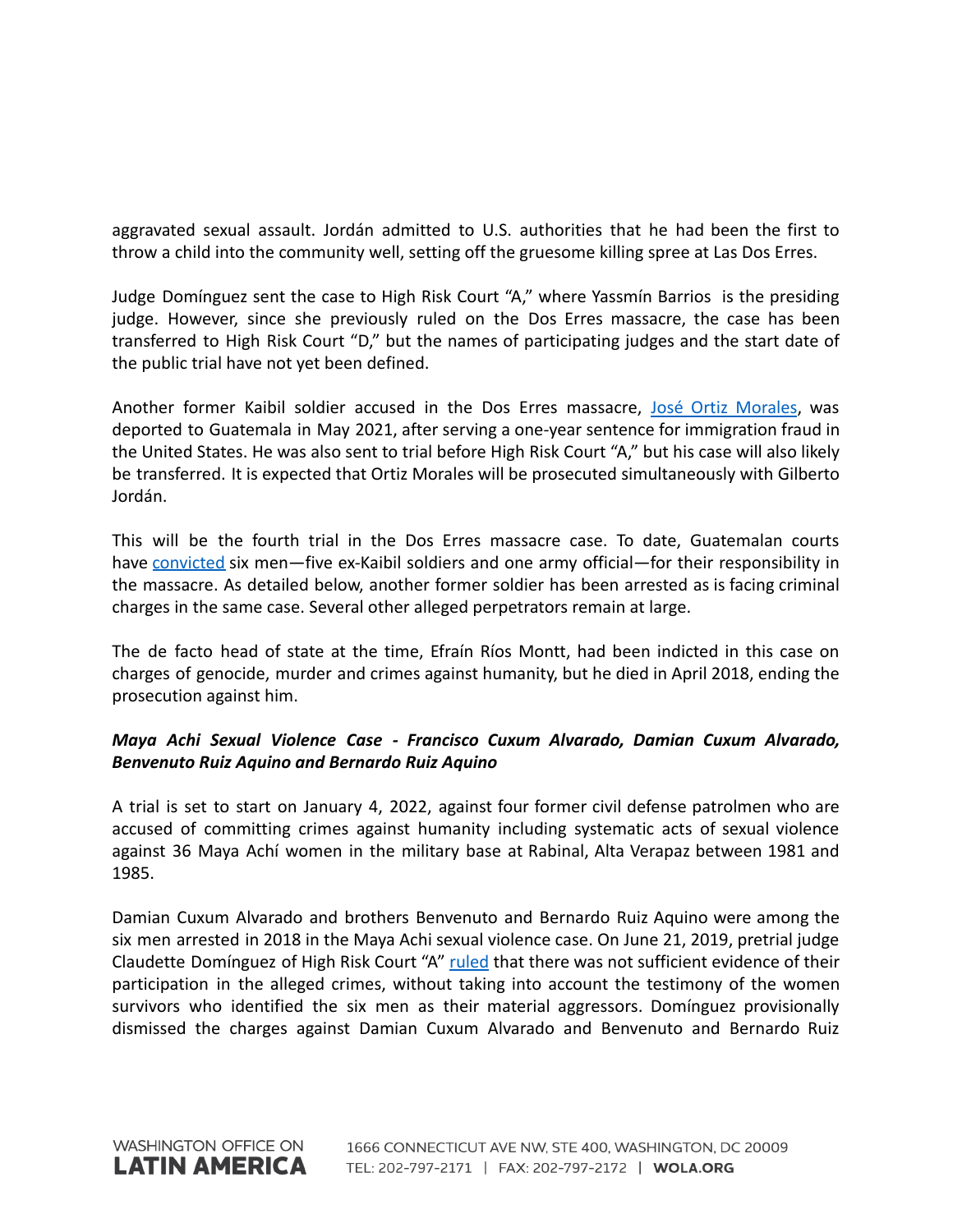aggravated sexual assault. Jordán admitted to U.S. authorities that he had been the first to throw a child into the community well, setting off the gruesome killing spree at Las Dos Erres.

Judge Domínguez sent the case to High Risk Court "A," where Yassmín Barrios is the presiding judge. However, since she previously ruled on the Dos Erres massacre, the case has been transferred to High Risk Court "D," but the names of participating judges and the start date of the public trial have not yet been defined.

Another former Kaibil soldier accused in the Dos Erres massacre, José Ortiz Morales, was deported to Guatemala in May 2021, after serving a one-year sentence for immigration fraud in the United States. He was also sent to trial before High Risk Court "A," but his case will also likely be transferred. It is expected that Ortiz Morales will be prosecuted simultaneously with Gilberto Jordán.

This will be the fourth trial in the Dos Erres massacre case. To date, Guatemalan courts have convicted six men—five ex-Kaibil soldiers and one army official—for their responsibility in the massacre. As detailed below, another former soldier has been arrested as is facing criminal charges in the same case. Several other alleged perpetrators remain at large.

The de facto head of state at the time, Efraín Ríos Montt, had been indicted in this case on charges of genocide, murder and crimes against humanity, but he died in April 2018, ending the prosecution against him.

***Maya Achi Sexual Violence Case - Francisco Cuxum Alvarado, Damian Cuxum Alvarado, Benvenuto Ruiz Aquino and Bernardo Ruiz Aquino***

A trial is set to start on January 4, 2022, against four former civil defense patrolmen who are accused of committing crimes against humanity including systematic acts of sexual violence against 36 Maya Achí women in the military base at Rabinal, Alta Verapaz between 1981 and 1985.

Damian Cuxum Alvarado and brothers Benvenuto and Bernardo Ruiz Aquino were among the six men arrested in 2018 in the Maya Achi sexual violence case. On June 21, 2019, pretrial judge Claudette Domínguez of High Risk Court "A" ruled that there was not sufficient evidence of their participation in the alleged crimes, without taking into account the testimony of the women survivors who identified the six men as their material aggressors. Domínguez provisionally dismissed the charges against Damian Cuxum Alvarado and Benvenuto and Bernardo Ruiz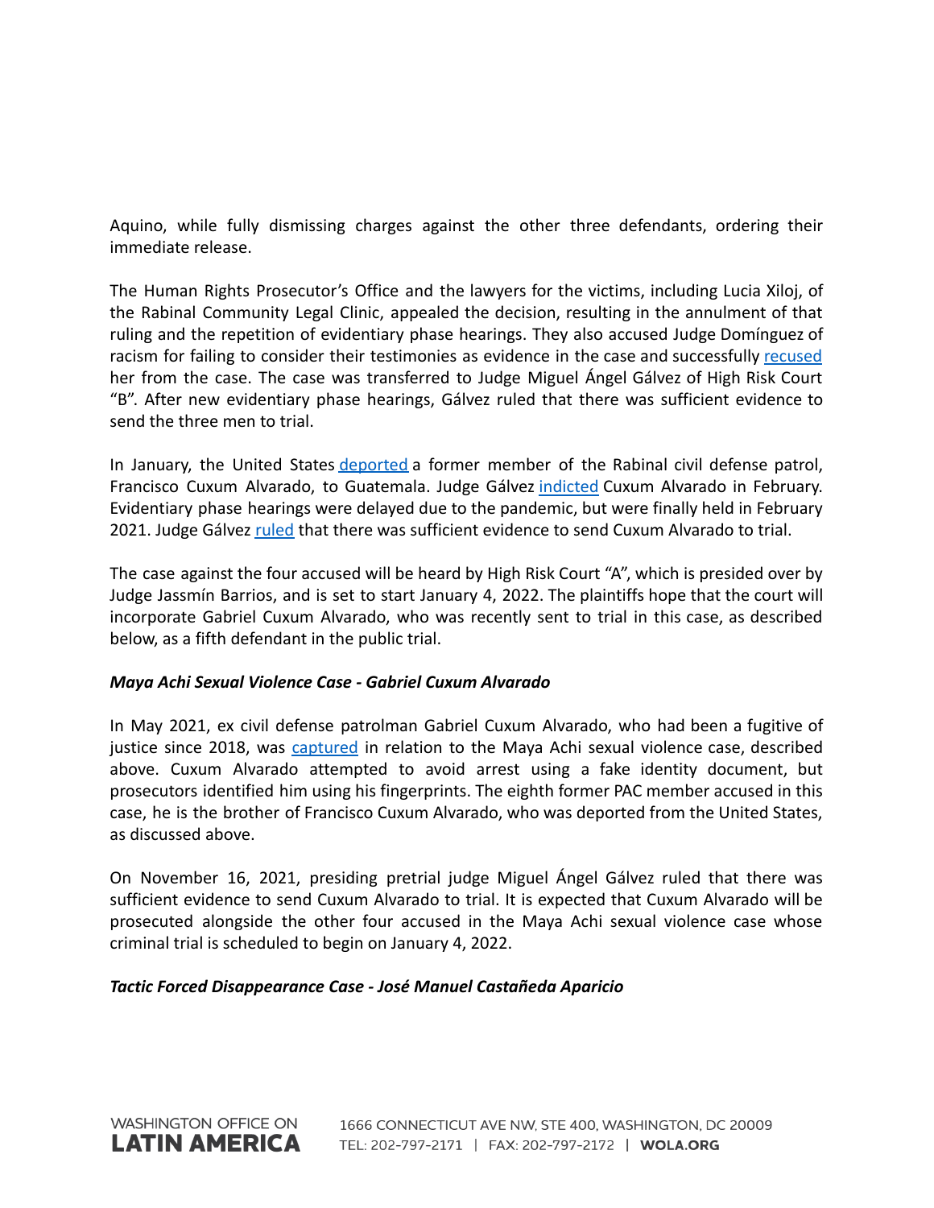Aquino, while fully dismissing charges against the other three defendants, ordering their immediate release.

The Human Rights Prosecutor's Office and the lawyers for the victims, including Lucia Xiloj, of the Rabinal Community Legal Clinic, appealed the decision, resulting in the annulment of that ruling and the repetition of evidentiary phase hearings. They also accused Judge Domínguez of racism for failing to consider their testimonies as evidence in the case and successfully recused her from the case. The case was transferred to Judge Miguel Ángel Gálvez of High Risk Court "B". After new evidentiary phase hearings, Gálvez ruled that there was sufficient evidence to send the three men to trial.

In January, the United States deported a former member of the Rabinal civil defense patrol, Francisco Cuxum Alvarado, to Guatemala. Judge Gálvez indicted Cuxum Alvarado in February. Evidentiary phase hearings were delayed due to the pandemic, but were finally held in February 2021. Judge Gálvez ruled that there was sufficient evidence to send Cuxum Alvarado to trial.

The case against the four accused will be heard by High Risk Court "A", which is presided over by Judge Jassmín Barrios, and is set to start January 4, 2022. The plaintiffs hope that the court will incorporate Gabriel Cuxum Alvarado, who was recently sent to trial in this case, as described below, as a fifth defendant in the public trial.

***Maya Achi Sexual Violence Case - Gabriel Cuxum Alvarado***

In May 2021, ex civil defense patrolman Gabriel Cuxum Alvarado, who had been a fugitive of justice since 2018, was captured in relation to the Maya Achi sexual violence case, described above. Cuxum Alvarado attempted to avoid arrest using a fake identity document, but prosecutors identified him using his fingerprints. The eighth former PAC member accused in this case, he is the brother of Francisco Cuxum Alvarado, who was deported from the United States, as discussed above.

On November 16, 2021, presiding pretrial judge Miguel Ángel Gálvez ruled that there was sufficient evidence to send Cuxum Alvarado to trial. It is expected that Cuxum Alvarado will be prosecuted alongside the other four accused in the Maya Achi sexual violence case whose criminal trial is scheduled to begin on January 4, 2022.

***Tactic Forced Disappearance Case - José Manuel Castañeda Aparicio***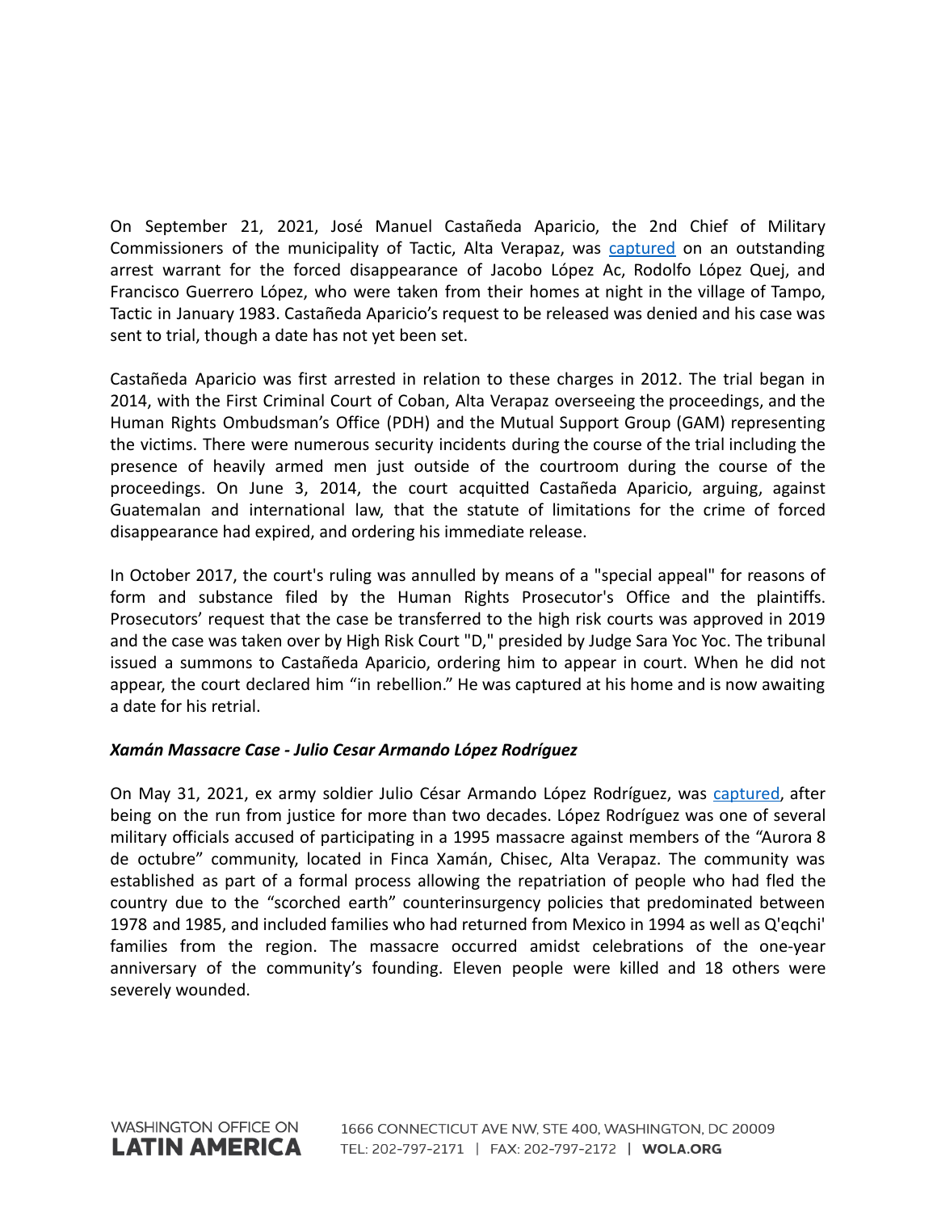On September 21, 2021, José Manuel Castañeda Aparicio, the 2nd Chief of Military Commissioners of the municipality of Tactic, Alta Verapaz, was captured on an outstanding arrest warrant for the forced disappearance of Jacobo López Ac, Rodolfo López Quej, and Francisco Guerrero López, who were taken from their homes at night in the village of Tampo, Tactic in January 1983. Castañeda Aparicio's request to be released was denied and his case was sent to trial, though a date has not yet been set.

Castañeda Aparicio was first arrested in relation to these charges in 2012. The trial began in 2014, with the First Criminal Court of Coban, Alta Verapaz overseeing the proceedings, and the Human Rights Ombudsman's Office (PDH) and the Mutual Support Group (GAM) representing the victims. There were numerous security incidents during the course of the trial including the presence of heavily armed men just outside of the courtroom during the course of the proceedings. On June 3, 2014, the court acquitted Castañeda Aparicio, arguing, against Guatemalan and international law, that the statute of limitations for the crime of forced disappearance had expired, and ordering his immediate release.

In October 2017, the court's ruling was annulled by means of a "special appeal" for reasons of form and substance filed by the Human Rights Prosecutor's Office and the plaintiffs. Prosecutors' request that the case be transferred to the high risk courts was approved in 2019 and the case was taken over by High Risk Court "D," presided by Judge Sara Yoc Yoc. The tribunal issued a summons to Castañeda Aparicio, ordering him to appear in court. When he did not appear, the court declared him "in rebellion." He was captured at his home and is now awaiting a date for his retrial.

***Xamán Massacre Case - Julio Cesar Armando López Rodríguez***

On May 31, 2021, ex army soldier Julio César Armando López Rodríguez, was captured, after being on the run from justice for more than two decades. López Rodríguez was one of several military officials accused of participating in a 1995 massacre against members of the "Aurora 8 de octubre" community, located in Finca Xamán, Chisec, Alta Verapaz. The community was established as part of a formal process allowing the repatriation of people who had fled the country due to the "scorched earth" counterinsurgency policies that predominated between 1978 and 1985, and included families who had returned from Mexico in 1994 as well as Q'eqchi' families from the region. The massacre occurred amidst celebrations of the one-year anniversary of the community's founding. Eleven people were killed and 18 others were severely wounded.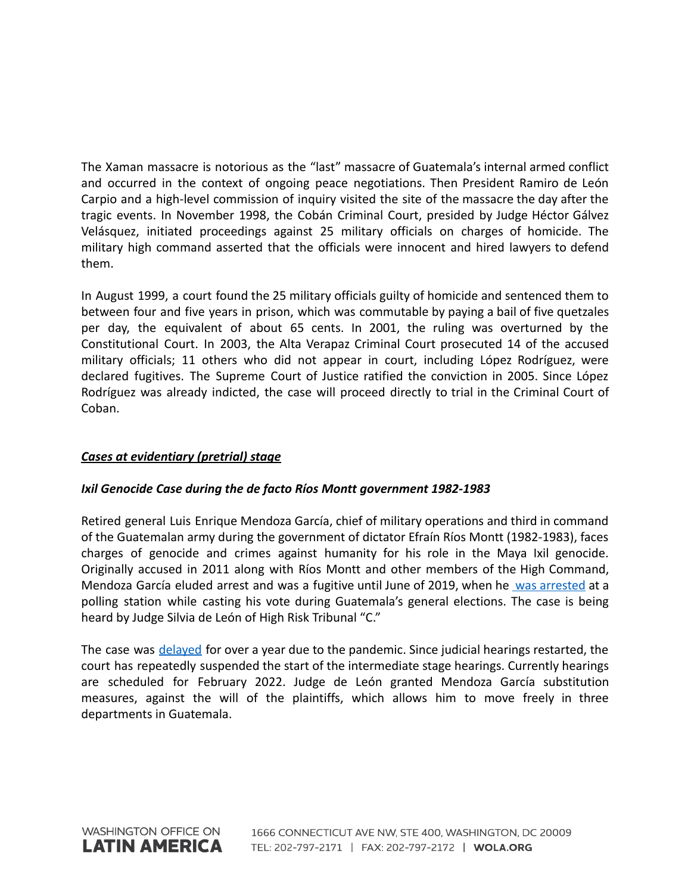The Xaman massacre is notorious as the "last" massacre of Guatemala's internal armed conflict and occurred in the context of ongoing peace negotiations. Then President Ramiro de León Carpio and a high-level commission of inquiry visited the site of the massacre the day after the tragic events. In November 1998, the Cobán Criminal Court, presided by Judge Héctor Gálvez Velásquez, initiated proceedings against 25 military officials on charges of homicide. The military high command asserted that the officials were innocent and hired lawyers to defend them.

In August 1999, a court found the 25 military officials guilty of homicide and sentenced them to between four and five years in prison, which was commutable by paying a bail of five quetzales per day, the equivalent of about 65 cents. In 2001, the ruling was overturned by the Constitutional Court. In 2003, the Alta Verapaz Criminal Court prosecuted 14 of the accused military officials; 11 others who did not appear in court, including López Rodríguez, were declared fugitives. The Supreme Court of Justice ratified the conviction in 2005. Since López Rodríguez was already indicted, the case will proceed directly to trial in the Criminal Court of Coban.

***Cases at evidentiary (pretrial) stage***

***Ixil Genocide Case during the de facto Ríos Montt government 1982-1983***

Retired general Luis Enrique Mendoza García, chief of military operations and third in command of the Guatemalan army during the government of dictator Efraín Ríos Montt (1982-1983), faces charges of genocide and crimes against humanity for his role in the Maya Ixil genocide. Originally accused in 2011 along with Ríos Montt and other members of the High Command, Mendoza García eluded arrest and was a fugitive until June of 2019, when he was arrested at a polling station while casting his vote during Guatemala's general elections. The case is being heard by Judge Silvia de León of High Risk Tribunal "C."

The case was delayed for over a year due to the pandemic. Since judicial hearings restarted, the court has repeatedly suspended the start of the intermediate stage hearings. Currently hearings are scheduled for February 2022. Judge de León granted Mendoza García substitution measures, against the will of the plaintiffs, which allows him to move freely in three departments in Guatemala.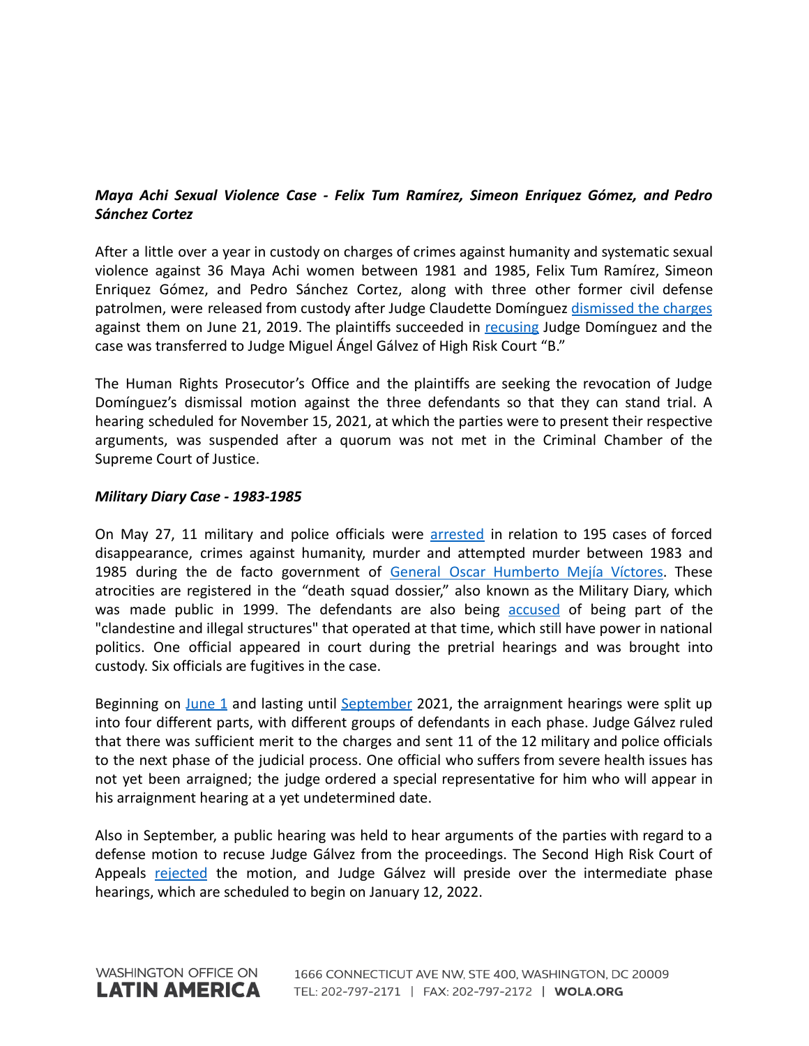***Maya Achi Sexual Violence Case - Felix Tum Ramírez, Simeon Enriquez Gómez, and Pedro Sánchez Cortez***

After a little over a year in custody on charges of crimes against humanity and systematic sexual violence against 36 Maya Achi women between 1981 and 1985, Felix Tum Ramírez, Simeon Enriquez Gómez, and Pedro Sánchez Cortez, along with three other former civil defense patrolmen, were released from custody after Judge Claudette Domínguez dismissed the charges against them on June 21, 2019. The plaintiffs succeeded in recusing Judge Domínguez and the case was transferred to Judge Miguel Ángel Gálvez of High Risk Court "B."

The Human Rights Prosecutor's Office and the plaintiffs are seeking the revocation of Judge Domínguez's dismissal motion against the three defendants so that they can stand trial. A hearing scheduled for November 15, 2021, at which the parties were to present their respective arguments, was suspended after a quorum was not met in the Criminal Chamber of the Supreme Court of Justice.

***Military Diary Case - 1983-1985***

On May 27, 11 military and police officials were arrested in relation to 195 cases of forced disappearance, crimes against humanity, murder and attempted murder between 1983 and 1985 during the de facto government of General Oscar Humberto Mejía Víctores. These atrocities are registered in the "death squad dossier," also known as the Military Diary, which was made public in 1999. The defendants are also being accused of being part of the "clandestine and illegal structures" that operated at that time, which still have power in national politics. One official appeared in court during the pretrial hearings and was brought into custody. Six officials are fugitives in the case.

Beginning on June 1 and lasting until September 2021, the arraignment hearings were split up into four different parts, with different groups of defendants in each phase. Judge Gálvez ruled that there was sufficient merit to the charges and sent 11 of the 12 military and police officials to the next phase of the judicial process. One official who suffers from severe health issues has not yet been arraigned; the judge ordered a special representative for him who will appear in his arraignment hearing at a yet undetermined date.

Also in September, a public hearing was held to hear arguments of the parties with regard to a defense motion to recuse Judge Gálvez from the proceedings. The Second High Risk Court of Appeals rejected the motion, and Judge Gálvez will preside over the intermediate phase hearings, which are scheduled to begin on January 12, 2022.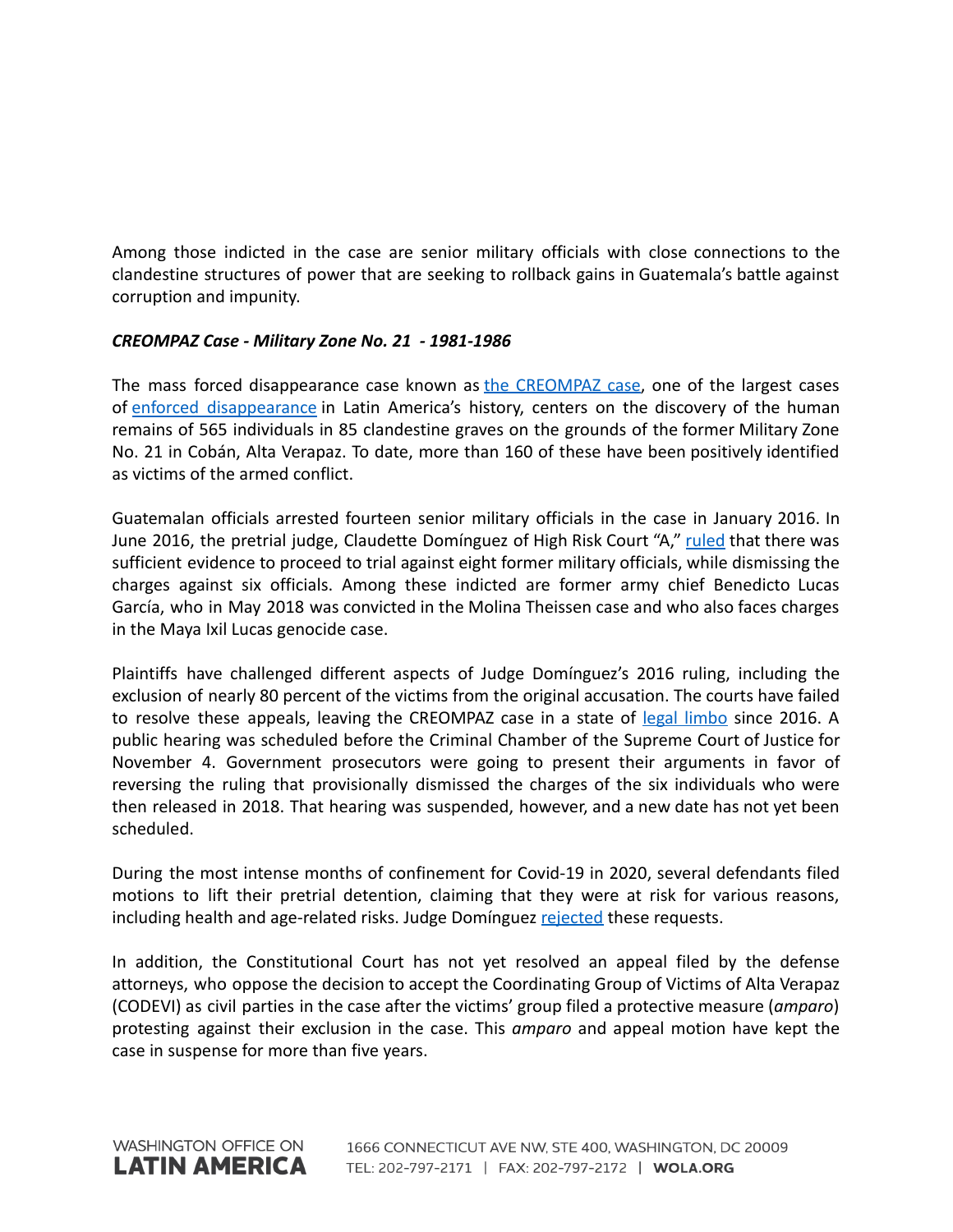Among those indicted in the case are senior military officials with close connections to the clandestine structures of power that are seeking to rollback gains in Guatemala's battle against corruption and impunity.

***CREOMPAZ Case - Military Zone No. 21 - 1981-1986***

The mass forced disappearance case known as the CREOMPAZ case, one of the largest cases of enforced disappearance in Latin America's history, centers on the discovery of the human remains of 565 individuals in 85 clandestine graves on the grounds of the former Military Zone No. 21 in Cobán, Alta Verapaz. To date, more than 160 of these have been positively identified as victims of the armed conflict.

Guatemalan officials arrested fourteen senior military officials in the case in January 2016. In June 2016, the pretrial judge, Claudette Domínguez of High Risk Court "A," ruled that there was sufficient evidence to proceed to trial against eight former military officials, while dismissing the charges against six officials. Among these indicted are former army chief Benedicto Lucas García, who in May 2018 was convicted in the Molina Theissen case and who also faces charges in the Maya Ixil Lucas genocide case.

Plaintiffs have challenged different aspects of Judge Domínguez's 2016 ruling, including the exclusion of nearly 80 percent of the victims from the original accusation. The courts have failed to resolve these appeals, leaving the CREOMPAZ case in a state of legal limbo since 2016. A public hearing was scheduled before the Criminal Chamber of the Supreme Court of Justice for November 4. Government prosecutors were going to present their arguments in favor of reversing the ruling that provisionally dismissed the charges of the six individuals who were then released in 2018. That hearing was suspended, however, and a new date has not yet been scheduled.

During the most intense months of confinement for Covid-19 in 2020, several defendants filed motions to lift their pretrial detention, claiming that they were at risk for various reasons, including health and age-related risks. Judge Domínguez rejected these requests.

In addition, the Constitutional Court has not yet resolved an appeal filed by the defense attorneys, who oppose the decision to accept the Coordinating Group of Victims of Alta Verapaz (CODEVI) as civil parties in the case after the victims' group filed a protective measure (*amparo*) protesting against their exclusion in the case. This *amparo* and appeal motion have kept the case in suspense for more than five years.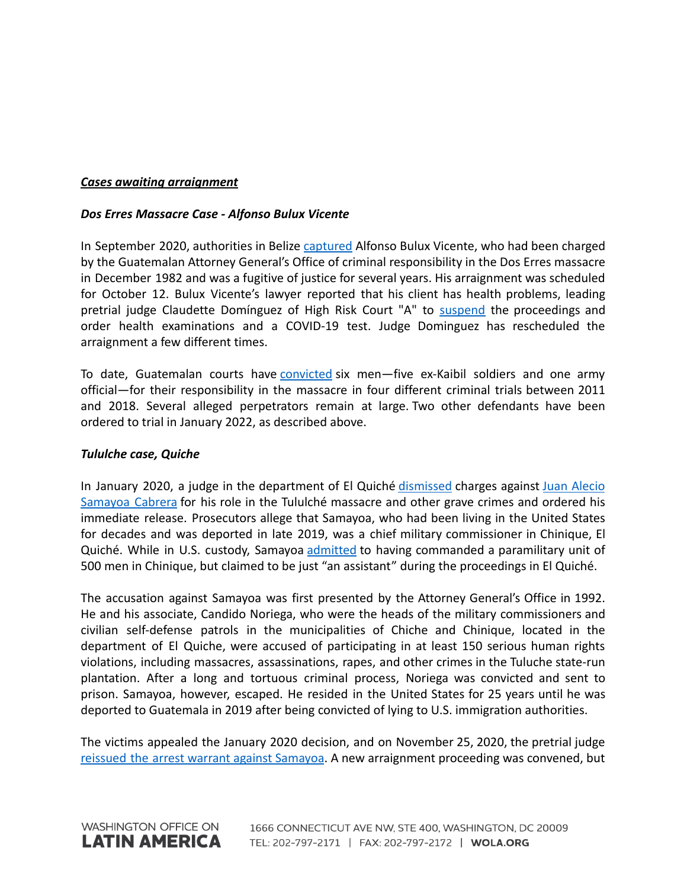***Cases awaiting arraignment***

***Dos Erres Massacre Case - Alfonso Bulux Vicente***

In September 2020, authorities in Belize captured Alfonso Bulux Vicente, who had been charged by the Guatemalan Attorney General's Office of criminal responsibility in the Dos Erres massacre in December 1982 and was a fugitive of justice for several years. His arraignment was scheduled for October 12. Bulux Vicente's lawyer reported that his client has health problems, leading pretrial judge Claudette Domínguez of High Risk Court "A" to suspend the proceedings and order health examinations and a COVID-19 test. Judge Dominguez has rescheduled the arraignment a few different times.

To date, Guatemalan courts have convicted six men—five ex-Kaibil soldiers and one army official—for their responsibility in the massacre in four different criminal trials between 2011 and 2018. Several alleged perpetrators remain at large. Two other defendants have been ordered to trial in January 2022, as described above.

***Tululche case, Quiche***

In January 2020, a judge in the department of El Quiché dismissed charges against Juan Alecio Samayoa Cabrera for his role in the Tululché massacre and other grave crimes and ordered his immediate release. Prosecutors allege that Samayoa, who had been living in the United States for decades and was deported in late 2019, was a chief military commissioner in Chinique, El Quiché. While in U.S. custody, Samayoa admitted to having commanded a paramilitary unit of 500 men in Chinique, but claimed to be just "an assistant" during the proceedings in El Quiché.

The accusation against Samayoa was first presented by the Attorney General's Office in 1992. He and his associate, Candido Noriega, who were the heads of the military commissioners and civilian self-defense patrols in the municipalities of Chiche and Chinique, located in the department of El Quiche, were accused of participating in at least 150 serious human rights violations, including massacres, assassinations, rapes, and other crimes in the Tuluche state-run plantation. After a long and tortuous criminal process, Noriega was convicted and sent to prison. Samayoa, however, escaped. He resided in the United States for 25 years until he was deported to Guatemala in 2019 after being convicted of lying to U.S. immigration authorities.

The victims appealed the January 2020 decision, and on November 25, 2020, the pretrial judge reissued the arrest warrant against Samayoa. A new arraignment proceeding was convened, but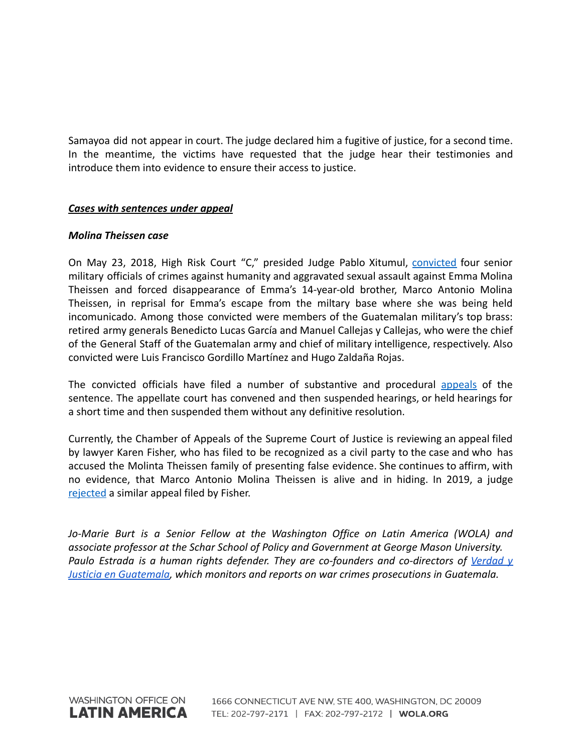Samayoa did not appear in court. The judge declared him a fugitive of justice, for a second time. In the meantime, the victims have requested that the judge hear their testimonies and introduce them into evidence to ensure their access to justice.

***<u>Cases with sentences under appeal</u>***

***Molina Theissen case***

On May 23, 2018, High Risk Court "C," presided Judge Pablo Xitumul, [convicted](https://www.wola.org/) four senior military officials of crimes against humanity and aggravated sexual assault against Emma Molina Theissen and forced disappearance of Emma's 14-year-old brother, Marco Antonio Molina Theissen, in reprisal for Emma's escape from the miltary base where she was being held incomunicado. Among those convicted were members of the Guatemalan military's top brass: retired army generals Benedicto Lucas García and Manuel Callejas y Callejas, who were the chief of the General Staff of the Guatemalan army and chief of military intelligence, respectively. Also convicted were Luis Francisco Gordillo Martínez and Hugo Zaldaña Rojas.

The convicted officials have filed a number of substantive and procedural appeals of the sentence. The appellate court has convened and then suspended hearings, or held hearings for a short time and then suspended them without any definitive resolution.

Currently, the Chamber of Appeals of the Supreme Court of Justice is reviewing an appeal filed by lawyer Karen Fisher, who has filed to be recognized as a civil party to the case and who has accused the Molinta Theissen family of presenting false evidence. She continues to affirm, with no evidence, that Marco Antonio Molina Theissen is alive and in hiding. In 2019, a judge rejected a similar appeal filed by Fisher.

*Jo-Marie Burt is a Senior Fellow at the Washington Office on Latin America (WOLA) and associate professor at the Schar School of Policy and Government at George Mason University. Paulo Estrada is a human rights defender. They are co-founders and co-directors of Verdad y Justicia en Guatemala, which monitors and reports on war crimes prosecutions in Guatemala.*